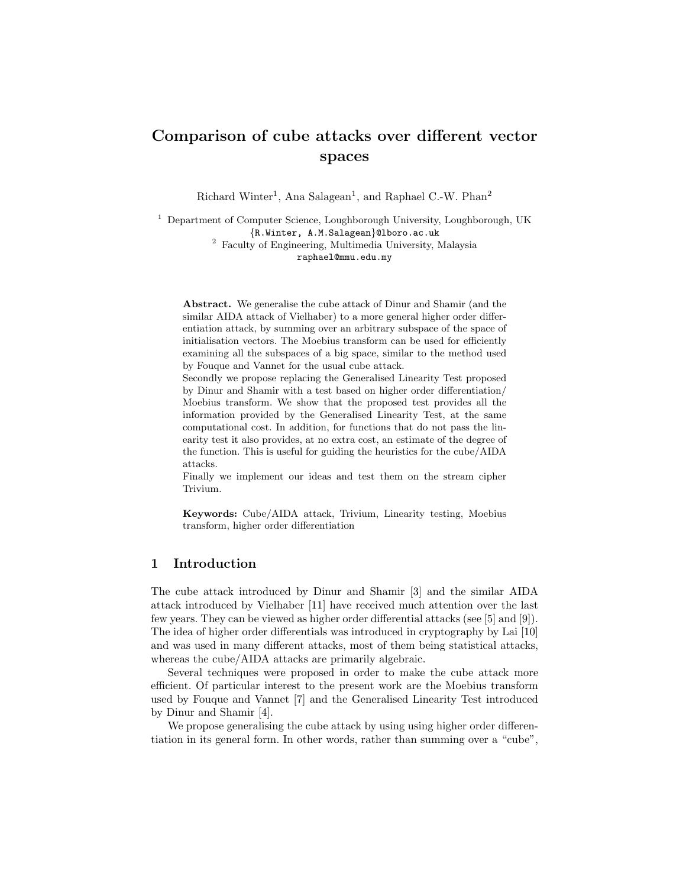# Comparison of cube attacks over different vector spaces

Richard Winter[1], Ana Salagean[1], and Raphael C.-W. Phan[2]

[1] Department of Computer Science, Loughborough University, Loughborough, UK
{R.Winter, A.M.Salagean}@lboro.ac.uk
[2] Faculty of Engineering, Multimedia University, Malaysia
raphael@mmu.edu.my

**Abstract.** We generalise the cube attack of Dinur and Shamir (and the similar AIDA attack of Vielhaber) to a more general higher order differentiation attack, by summing over an arbitrary subspace of the space of initialisation vectors. The Moebius transform can be used for efficiently examining all the subspaces of a big space, similar to the method used by Fouque and Vannet for the usual cube attack.
Secondly we propose replacing the Generalised Linearity Test proposed by Dinur and Shamir with a test based on higher order differentiation/ Moebius transform. We show that the proposed test provides all the information provided by the Generalised Linearity Test, at the same computational cost. In addition, for functions that do not pass the linearity test it also provides, at no extra cost, an estimate of the degree of the function. This is useful for guiding the heuristics for the cube/AIDA attacks.
Finally we implement our ideas and test them on the stream cipher Trivium.

**Keywords:** Cube/AIDA attack, Trivium, Linearity testing, Moebius transform, higher order differentiation

## 1 Introduction

The cube attack introduced by Dinur and Shamir [3] and the similar AIDA attack introduced by Vielhaber [11] have received much attention over the last few years. They can be viewed as higher order differential attacks (see [5] and [9]). The idea of higher order differentials was introduced in cryptography by Lai [10] and was used in many different attacks, most of them being statistical attacks, whereas the cube/AIDA attacks are primarily algebraic.

Several techniques were proposed in order to make the cube attack more efficient. Of particular interest to the present work are the Moebius transform used by Fouque and Vannet [7] and the Generalised Linearity Test introduced by Dinur and Shamir [4].

We propose generalising the cube attack by using using higher order differentiation in its general form. In other words, rather than summing over a "cube",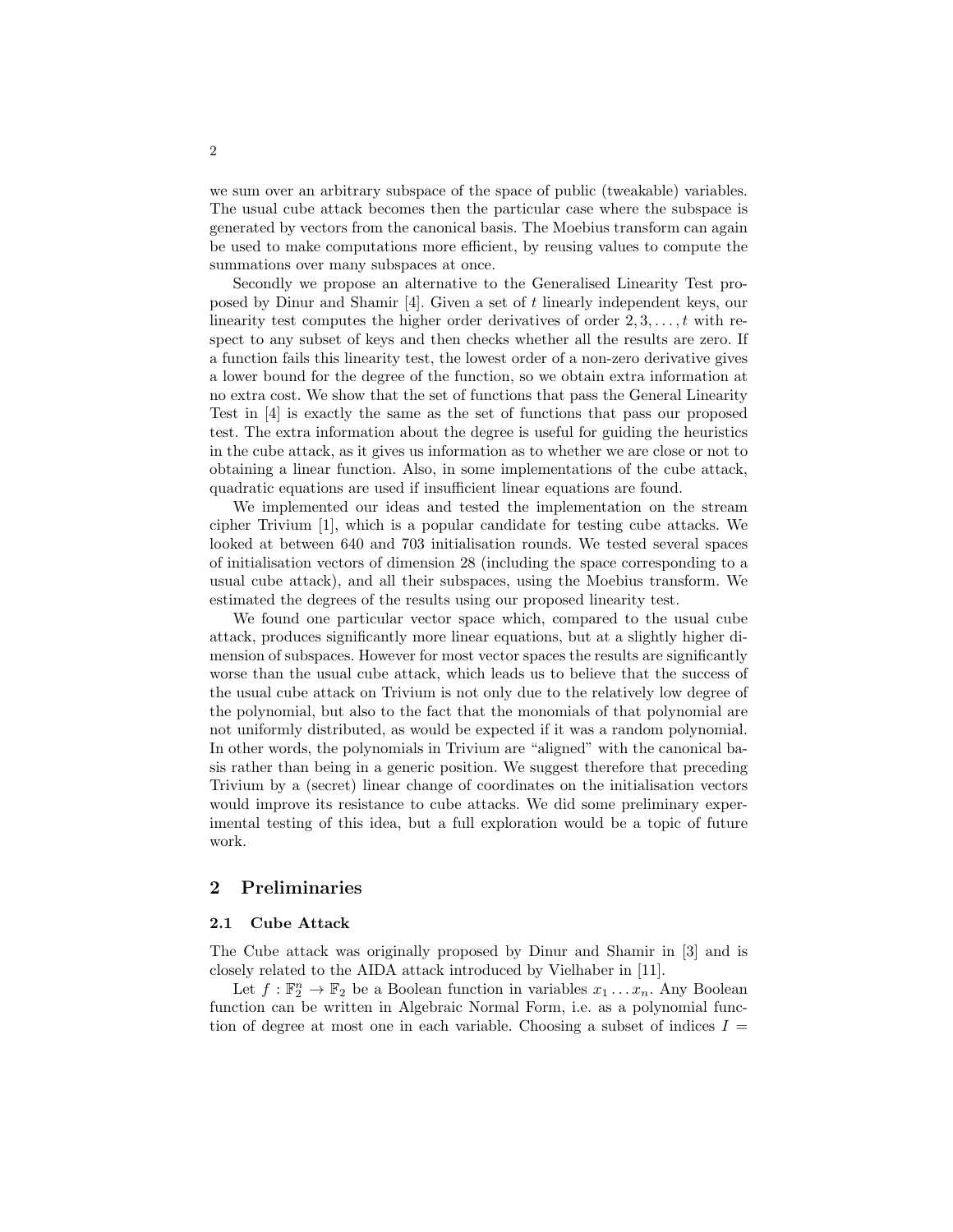we sum over an arbitrary subspace of the space of public (tweakable) variables. The usual cube attack becomes then the particular case where the subspace is generated by vectors from the canonical basis. The Moebius transform can again be used to make computations more efficient, by reusing values to compute the summations over many subspaces at once.

Secondly we propose an alternative to the Generalised Linearity Test proposed by Dinur and Shamir [4]. Given a set of $t$ linearly independent keys, our linearity test computes the higher order derivatives of order $2, 3, \ldots, t$ with respect to any subset of keys and then checks whether all the results are zero. If a function fails this linearity test, the lowest order of a non-zero derivative gives a lower bound for the degree of the function, so we obtain extra information at no extra cost. We show that the set of functions that pass the General Linearity Test in [4] is exactly the same as the set of functions that pass our proposed test. The extra information about the degree is useful for guiding the heuristics in the cube attack, as it gives us information as to whether we are close or not to obtaining a linear function. Also, in some implementations of the cube attack, quadratic equations are used if insufficient linear equations are found.

We implemented our ideas and tested the implementation on the stream cipher Trivium [1], which is a popular candidate for testing cube attacks. We looked at between 640 and 703 initialisation rounds. We tested several spaces of initialisation vectors of dimension 28 (including the space corresponding to a usual cube attack), and all their subspaces, using the Moebius transform. We estimated the degrees of the results using our proposed linearity test.

We found one particular vector space which, compared to the usual cube attack, produces significantly more linear equations, but at a slightly higher dimension of subspaces. However for most vector spaces the results are significantly worse than the usual cube attack, which leads us to believe that the success of the usual cube attack on Trivium is not only due to the relatively low degree of the polynomial, but also to the fact that the monomials of that polynomial are not uniformly distributed, as would be expected if it was a random polynomial. In other words, the polynomials in Trivium are "aligned" with the canonical basis rather than being in a generic position. We suggest therefore that preceding Trivium by a (secret) linear change of coordinates on the initialisation vectors would improve its resistance to cube attacks. We did some preliminary experimental testing of this idea, but a full exploration would be a topic of future work.

## 2 Preliminaries

### 2.1 Cube Attack

The Cube attack was originally proposed by Dinur and Shamir in [3] and is closely related to the AIDA attack introduced by Vielhaber in [11].

Let $f : \mathbb{F}_2^n \to \mathbb{F}_2$ be a Boolean function in variables $x_1 \ldots x_n$. Any Boolean function can be written in Algebraic Normal Form, i.e. as a polynomial function of degree at most one in each variable. Choosing a subset of indices $I =$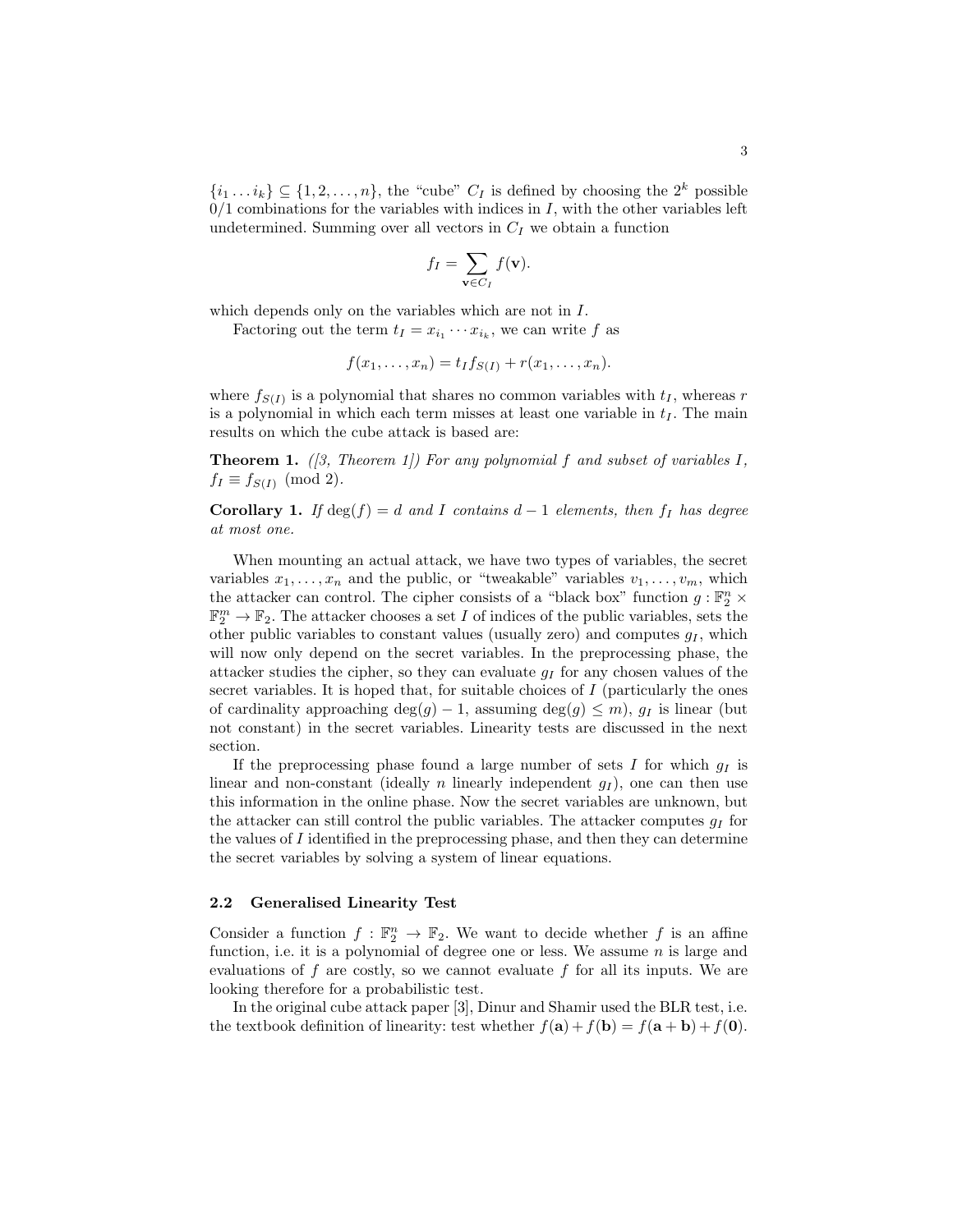$\{i_1 \dots i_k\} \subseteq \{1, 2, \dots, n\}$, the "cube" $C_I$ is defined by choosing the $2^k$ possible 0/1 combinations for the variables with indices in $I$, with the other variables left undetermined. Summing over all vectors in $C_I$ we obtain a function

$$f_I = \sum_{\mathbf{v} \in C_I} f(\mathbf{v}).$$

which depends only on the variables which are not in $I$.

Factoring out the term $t_I = x_{i_1} \cdots x_{i_k}$, we can write $f$ as

$$f(x_1, \dots, x_n) = t_I f_{S(I)} + r(x_1, \dots, x_n).$$

where $f_{S(I)}$ is a polynomial that shares no common variables with $t_I$, whereas $r$ is a polynomial in which each term misses at least one variable in $t_I$. The main results on which the cube attack is based are:

**Theorem 1.** *([3, Theorem 1]) For any polynomial $f$ and subset of variables $I$, $f_I \equiv f_{S(I)} \pmod 2$.*

**Corollary 1.** *If $\deg(f) = d$ and $I$ contains $d - 1$ elements, then $f_I$ has degree at most one.*

When mounting an actual attack, we have two types of variables, the secret variables $x_1, \dots, x_n$ and the public, or "tweakable" variables $v_1, \dots, v_m$, which the attacker can control. The cipher consists of a "black box" function $g : \mathbb{F}_2^n \times \mathbb{F}_2^m \to \mathbb{F}_2$. The attacker chooses a set $I$ of indices of the public variables, sets the other public variables to constant values (usually zero) and computes $g_I$, which will now only depend on the secret variables. In the preprocessing phase, the attacker studies the cipher, so they can evaluate $g_I$ for any chosen values of the secret variables. It is hoped that, for suitable choices of $I$ (particularly the ones of cardinality approaching $\deg(g) - 1$, assuming $\deg(g) \leq m$), $g_I$ is linear (but not constant) in the secret variables. Linearity tests are discussed in the next section.

If the preprocessing phase found a large number of sets $I$ for which $g_I$ is linear and non-constant (ideally $n$ linearly independent $g_I$), one can then use this information in the online phase. Now the secret variables are unknown, but the attacker can still control the public variables. The attacker computes $g_I$ for the values of $I$ identified in the preprocessing phase, and then they can determine the secret variables by solving a system of linear equations.

### 2.2 Generalised Linearity Test

Consider a function $f : \mathbb{F}_2^n \to \mathbb{F}_2$. We want to decide whether $f$ is an affine function, i.e. it is a polynomial of degree one or less. We assume $n$ is large and evaluations of $f$ are costly, so we cannot evaluate $f$ for all its inputs. We are looking therefore for a probabilistic test.

In the original cube attack paper [3], Dinur and Shamir used the BLR test, i.e. the textbook definition of linearity: test whether $f(\mathbf{a}) + f(\mathbf{b}) = f(\mathbf{a} + \mathbf{b}) + f(\mathbf{0})$.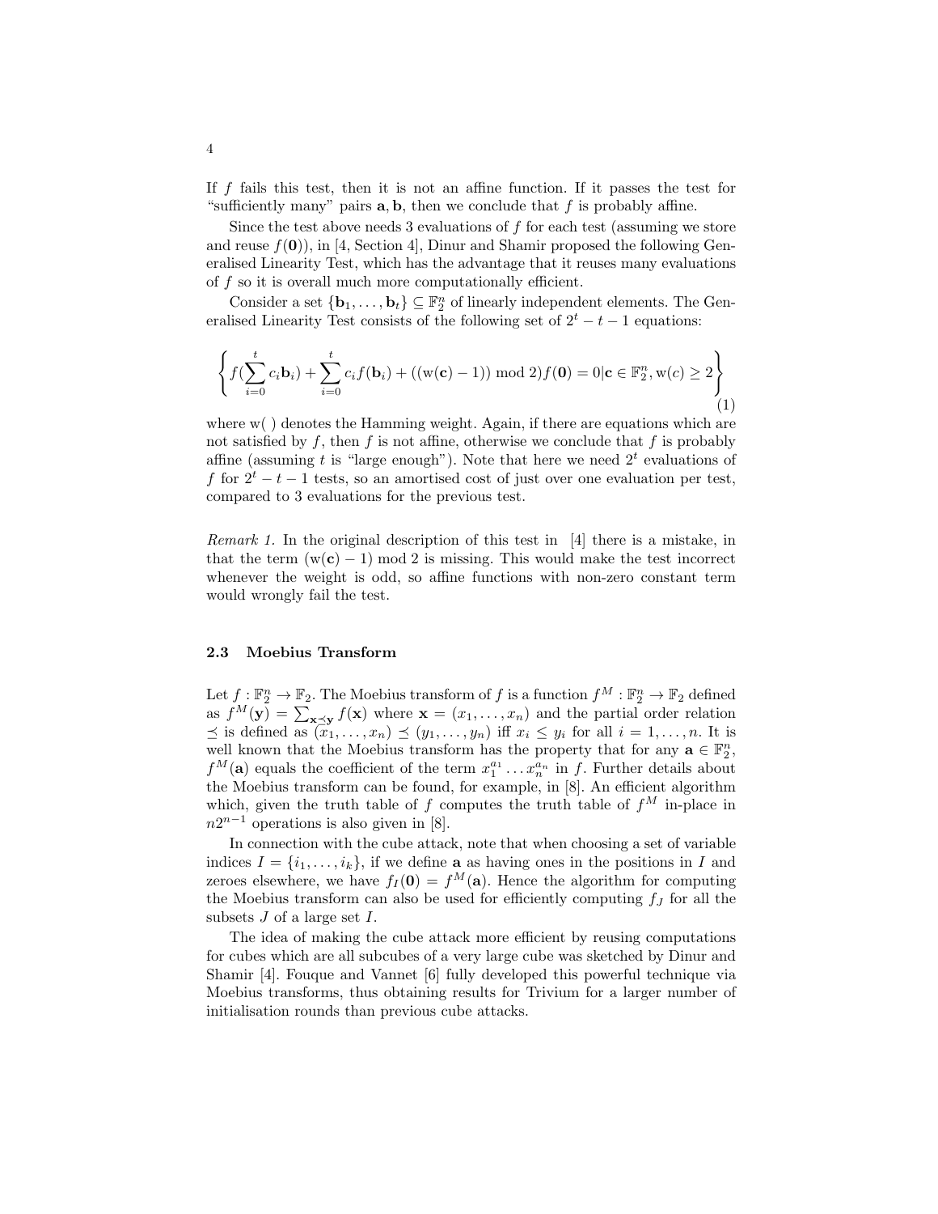If $f$ fails this test, then it is not an affine function. If it passes the test for "sufficiently many" pairs $\mathbf{a}, \mathbf{b}$, then we conclude that $f$ is probably affine.

Since the test above needs 3 evaluations of $f$ for each test (assuming we store and reuse $f(\mathbf{0})$), in [4, Section 4], Dinur and Shamir proposed the following Generalised Linearity Test, which has the advantage that it reuses many evaluations of $f$ so it is overall much more computationally efficient.

Consider a set $\{\mathbf{b}_1, \ldots, \mathbf{b}_t\} \subseteq \mathbb{F}_2^n$ of linearly independent elements. The Generalised Linearity Test consists of the following set of $2^t - t - 1$ equations:

$$\left\{ f(\sum_{i=0}^{t} c_i \mathbf{b}_i) + \sum_{i=0}^{t} c_i f(\mathbf{b}_i) + ((\mathrm{w}(\mathbf{c}) - 1)) \bmod 2) f(\mathbf{0}) = 0 | \mathbf{c} \in \mathbb{F}_2^n, \mathrm{w}(c) \geq 2 \right\} \tag{1}$$

where $\mathrm{w}(\ )$ denotes the Hamming weight. Again, if there are equations which are not satisfied by $f$, then $f$ is not affine, otherwise we conclude that $f$ is probably affine (assuming $t$ is "large enough"). Note that here we need $2^t$ evaluations of $f$ for $2^t - t - 1$ tests, so an amortised cost of just over one evaluation per test, compared to 3 evaluations for the previous test.

*Remark 1.* In the original description of this test in [4] there is a mistake, in that the term $(\mathrm{w}(\mathbf{c}) - 1) \bmod 2$ is missing. This would make the test incorrect whenever the weight is odd, so affine functions with non-zero constant term would wrongly fail the test.

### 2.3 Moebius Transform

Let $f : \mathbb{F}_2^n \to \mathbb{F}_2$. The Moebius transform of $f$ is a function $f^M : \mathbb{F}_2^n \to \mathbb{F}_2$ defined as $f^M(\mathbf{y}) = \sum_{\mathbf{x} \preceq \mathbf{y}} f(\mathbf{x})$ where $\mathbf{x} = (x_1, \ldots, x_n)$ and the partial order relation $\preceq$ is defined as $(x_1, \ldots, x_n) \preceq (y_1, \ldots, y_n)$ iff $x_i \leq y_i$ for all $i = 1, \ldots, n$. It is well known that the Moebius transform has the property that for any $\mathbf{a} \in \mathbb{F}_2^n$, $f^M(\mathbf{a})$ equals the coefficient of the term $x_1^{a_1} \ldots x_n^{a_n}$ in $f$. Further details about the Moebius transform can be found, for example, in [8]. An efficient algorithm which, given the truth table of $f$ computes the truth table of $f^M$ in-place in $n2^{n-1}$ operations is also given in [8].

In connection with the cube attack, note that when choosing a set of variable indices $I = \{i_1, \ldots, i_k\}$, if we define $\mathbf{a}$ as having ones in the positions in $I$ and zeroes elsewhere, we have $f_I(\mathbf{0}) = f^M(\mathbf{a})$. Hence the algorithm for computing the Moebius transform can also be used for efficiently computing $f_J$ for all the subsets $J$ of a large set $I$.

The idea of making the cube attack more efficient by reusing computations for cubes which are all subcubes of a very large cube was sketched by Dinur and Shamir [4]. Fouque and Vannet [6] fully developed this powerful technique via Moebius transforms, thus obtaining results for Trivium for a larger number of initialisation rounds than previous cube attacks.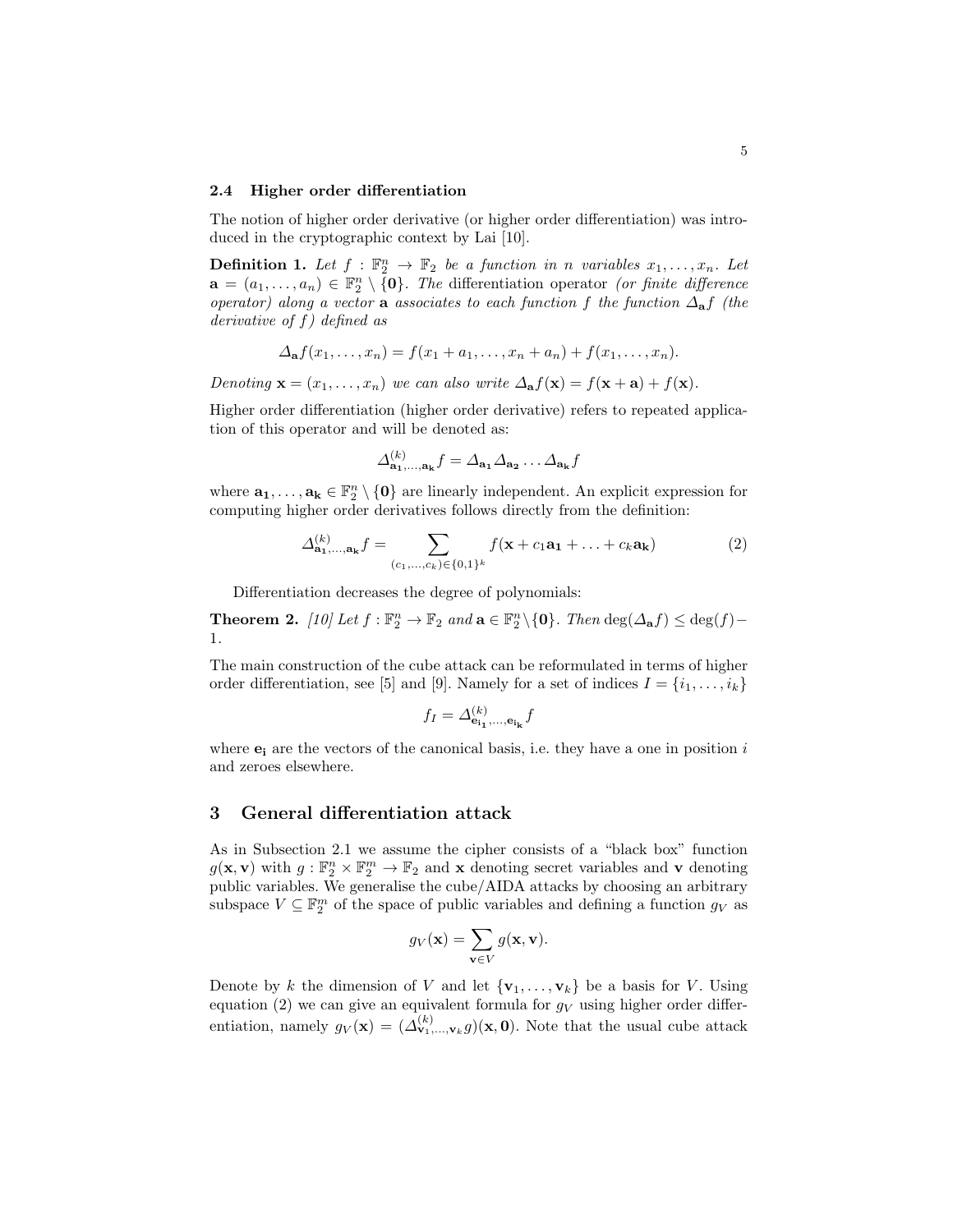### 2.4 Higher order differentiation

The notion of higher order derivative (or higher order differentiation) was introduced in the cryptographic context by Lai [10].

**Definition 1.** *Let $f : \mathbb{F}_2^n \to \mathbb{F}_2$ be a function in $n$ variables $x_1, \ldots, x_n$. Let $\mathbf{a} = (a_1, \ldots, a_n) \in \mathbb{F}_2^n \setminus \{\mathbf{0}\}$. The* differentiation operator *(or finite difference operator) along a vector $\mathbf{a}$ associates to each function $f$ the function $\Delta_{\mathbf{a}} f$ (the derivative of $f$) defined as*

$$\Delta_{\mathbf{a}} f(x_1, \ldots, x_n) = f(x_1 + a_1, \ldots, x_n + a_n) + f(x_1, \ldots, x_n).$$

*Denoting $\mathbf{x} = (x_1, \ldots, x_n)$ we can also write $\Delta_{\mathbf{a}} f(\mathbf{x}) = f(\mathbf{x} + \mathbf{a}) + f(\mathbf{x})$.*

Higher order differentiation (higher order derivative) refers to repeated application of this operator and will be denoted as:

$$\Delta^{(k)}_{\mathbf{a_1}, \ldots, \mathbf{a_k}} f = \Delta_{\mathbf{a_1}} \Delta_{\mathbf{a_2}} \ldots \Delta_{\mathbf{a_k}} f$$

where $\mathbf{a_1}, \ldots, \mathbf{a_k} \in \mathbb{F}_2^n \setminus \{\mathbf{0}\}$ are linearly independent. An explicit expression for computing higher order derivatives follows directly from the definition:

$$\Delta^{(k)}_{\mathbf{a_1}, \ldots, \mathbf{a_k}} f = \sum_{(c_1, \ldots, c_k) \in \{0,1\}^k} f(\mathbf{x} + c_1 \mathbf{a_1} + \ldots + c_k \mathbf{a_k}) \tag{2}$$

Differentiation decreases the degree of polynomials:

**Theorem 2.** *[10] Let $f : \mathbb{F}_2^n \to \mathbb{F}_2$ and $\mathbf{a} \in \mathbb{F}_2^n \setminus \{\mathbf{0}\}$. Then $\deg(\Delta_{\mathbf{a}} f) \leq \deg(f) - 1$.*

The main construction of the cube attack can be reformulated in terms of higher order differentiation, see [5] and [9]. Namely for a set of indices $I = \{i_1, \ldots, i_k\}$

$$f_I = \Delta^{(k)}_{\mathbf{e_{i_1}}, \ldots, \mathbf{e_{i_k}}} f$$

where $\mathbf{e_i}$ are the vectors of the canonical basis, i.e. they have a one in position $i$ and zeroes elsewhere.

## 3 General differentiation attack

As in Subsection 2.1 we assume the cipher consists of a "black box" function $g(\mathbf{x}, \mathbf{v})$ with $g : \mathbb{F}_2^n \times \mathbb{F}_2^m \to \mathbb{F}_2$ and $\mathbf{x}$ denoting secret variables and $\mathbf{v}$ denoting public variables. We generalise the cube/AIDA attacks by choosing an arbitrary subspace $V \subseteq \mathbb{F}_2^m$ of the space of public variables and defining a function $g_V$ as

$$g_V(\mathbf{x}) = \sum_{\mathbf{v} \in V} g(\mathbf{x}, \mathbf{v}).$$

Denote by $k$ the dimension of $V$ and let $\{\mathbf{v}_1, \ldots, \mathbf{v}_k\}$ be a basis for $V$. Using equation (2) we can give an equivalent formula for $g_V$ using higher order differentiation, namely $g_V(\mathbf{x}) = (\Delta^{(k)}_{\mathbf{v}_1, \ldots, \mathbf{v}_k} g)(\mathbf{x}, \mathbf{0})$. Note that the usual cube attack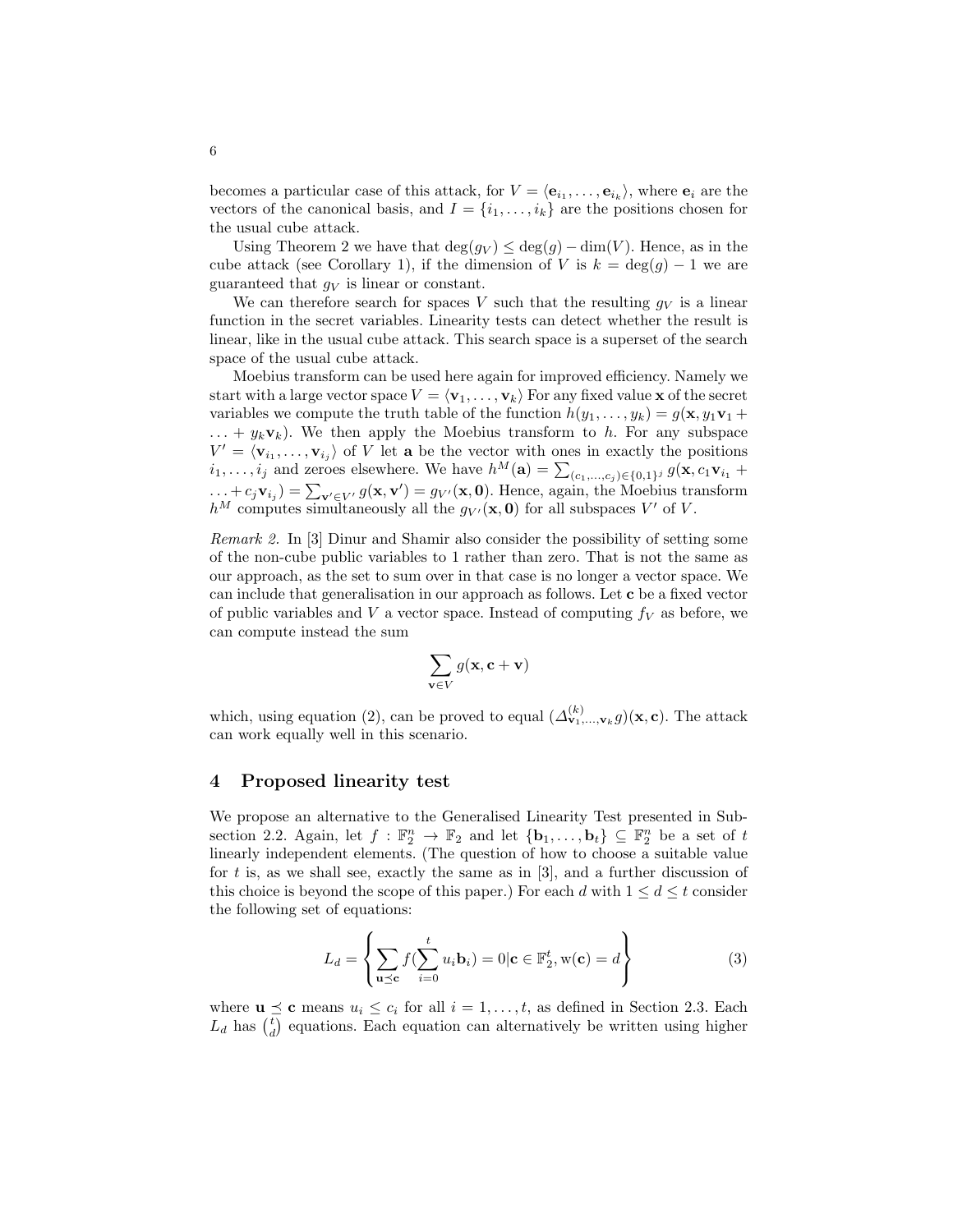becomes a particular case of this attack, for $V = \langle \mathbf{e}_{i_1}, \ldots, \mathbf{e}_{i_k} \rangle$, where $\mathbf{e}_i$ are the vectors of the canonical basis, and $I = \{i_1, \ldots, i_k\}$ are the positions chosen for the usual cube attack.

Using Theorem 2 we have that $\deg(g_V) \leq \deg(g) - \dim(V)$. Hence, as in the cube attack (see Corollary 1), if the dimension of $V$ is $k = \deg(g) - 1$ we are guaranteed that $g_V$ is linear or constant.

We can therefore search for spaces $V$ such that the resulting $g_V$ is a linear function in the secret variables. Linearity tests can detect whether the result is linear, like in the usual cube attack. This search space is a superset of the search space of the usual cube attack.

Moebius transform can be used here again for improved efficiency. Namely we start with a large vector space $V = \langle \mathbf{v}_1, \ldots, \mathbf{v}_k \rangle$ For any fixed value $\mathbf{x}$ of the secret variables we compute the truth table of the function $h(y_1, \ldots, y_k) = g(\mathbf{x}, y_1\mathbf{v}_1 + \ldots + y_k\mathbf{v}_k)$. We then apply the Moebius transform to $h$. For any subspace $V' = \langle \mathbf{v}_{i_1}, \ldots, \mathbf{v}_{i_j} \rangle$ of $V$ let $\mathbf{a}$ be the vector with ones in exactly the positions $i_1, \ldots, i_j$ and zeroes elsewhere. We have $h^M(\mathbf{a}) = \sum_{(c_1,\ldots,c_j)\in\{0,1\}^j} g(\mathbf{x}, c_1\mathbf{v}_{i_1} + \ldots + c_j\mathbf{v}_{i_j}) = \sum_{\mathbf{v}'\in V'} g(\mathbf{x}, \mathbf{v}') = g_{V'}(\mathbf{x}, \mathbf{0})$. Hence, again, the Moebius transform $h^M$ computes simultaneously all the $g_{V'}(\mathbf{x}, \mathbf{0})$ for all subspaces $V'$ of $V$.

*Remark 2.* In [3] Dinur and Shamir also consider the possibility of setting some of the non-cube public variables to 1 rather than zero. That is not the same as our approach, as the set to sum over in that case is no longer a vector space. We can include that generalisation in our approach as follows. Let $\mathbf{c}$ be a fixed vector of public variables and $V$ a vector space. Instead of computing $f_V$ as before, we can compute instead the sum

$$\sum_{\mathbf{v}\in V} g(\mathbf{x}, \mathbf{c} + \mathbf{v})$$

which, using equation (2), can be proved to equal $(\Delta^{(k)}_{\mathbf{v}_1,\ldots,\mathbf{v}_k} g)(\mathbf{x}, \mathbf{c})$. The attack can work equally well in this scenario.

## 4 Proposed linearity test

We propose an alternative to the Generalised Linearity Test presented in Subsection 2.2. Again, let $f : \mathbb{F}_2^n \to \mathbb{F}_2$ and let $\{\mathbf{b}_1, \ldots, \mathbf{b}_t\} \subseteq \mathbb{F}_2^n$ be a set of $t$ linearly independent elements. (The question of how to choose a suitable value for $t$ is, as we shall see, exactly the same as in [3], and a further discussion of this choice is beyond the scope of this paper.) For each $d$ with $1 \leq d \leq t$ consider the following set of equations:

$$L_d = \left\{ \sum_{\mathbf{u}\preceq\mathbf{c}} f(\sum_{i=0}^{t} u_i\mathbf{b}_i) = 0 | \mathbf{c} \in \mathbb{F}_2^t, \mathrm{w}(\mathbf{c}) = d \right\} \tag{3}$$

where $\mathbf{u} \preceq \mathbf{c}$ means $u_i \leq c_i$ for all $i = 1, \ldots, t$, as defined in Section 2.3. Each $L_d$ has $\binom{t}{d}$ equations. Each equation can alternatively be written using higher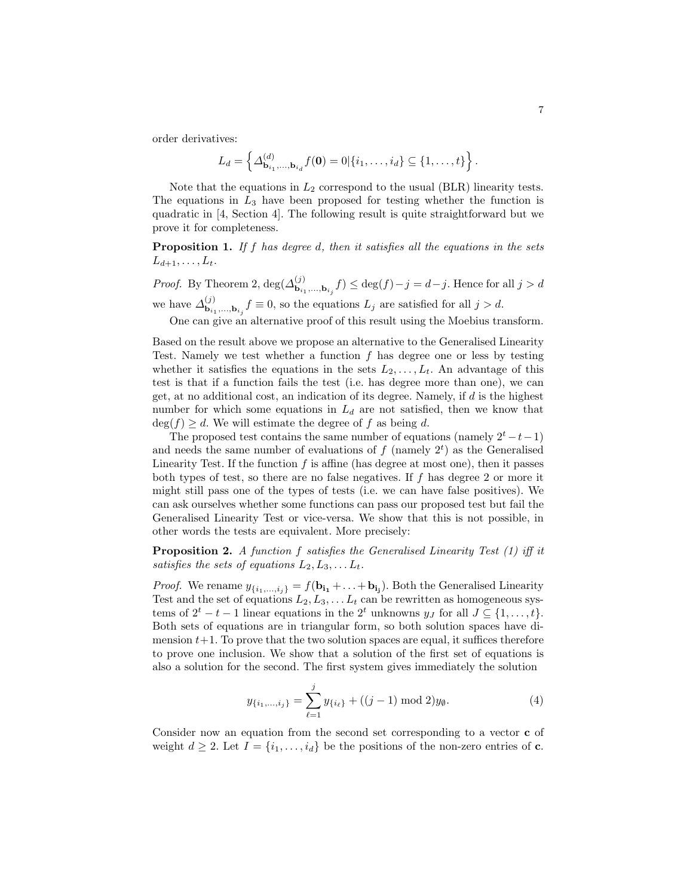order derivatives:

$$L_d = \left\{ \Delta^{(d)}_{\mathbf{b}_{i_1},\ldots,\mathbf{b}_{i_d}} f(\mathbf{0}) = 0 | \{i_1, \ldots, i_d\} \subseteq \{1, \ldots, t\} \right\}.$$

Note that the equations in $L_2$ correspond to the usual (BLR) linearity tests. The equations in $L_3$ have been proposed for testing whether the function is quadratic in [4, Section 4]. The following result is quite straightforward but we prove it for completeness.

**Proposition 1.** *If $f$ has degree $d$, then it satisfies all the equations in the sets $L_{d+1}, \ldots, L_t$.*

*Proof.* By Theorem 2, $\deg(\Delta^{(j)}_{\mathbf{b}_{i_1},\ldots,\mathbf{b}_{i_j}} f) \leq \deg(f) - j = d - j$. Hence for all $j > d$ we have $\Delta^{(j)}_{\mathbf{b}_{i_1},\ldots,\mathbf{b}_{i_j}} f \equiv 0$, so the equations $L_j$ are satisfied for all $j > d$.

One can give an alternative proof of this result using the Moebius transform.

Based on the result above we propose an alternative to the Generalised Linearity Test. Namely we test whether a function $f$ has degree one or less by testing whether it satisfies the equations in the sets $L_2, \ldots, L_t$. An advantage of this test is that if a function fails the test (i.e. has degree more than one), we can get, at no additional cost, an indication of its degree. Namely, if $d$ is the highest number for which some equations in $L_d$ are not satisfied, then we know that $\deg(f) \geq d$. We will estimate the degree of $f$ as being $d$.

The proposed test contains the same number of equations (namely $2^t - t - 1$) and needs the same number of evaluations of $f$ (namely $2^t$) as the Generalised Linearity Test. If the function $f$ is affine (has degree at most one), then it passes both types of test, so there are no false negatives. If $f$ has degree 2 or more it might still pass one of the types of tests (i.e. we can have false positives). We can ask ourselves whether some functions can pass our proposed test but fail the Generalised Linearity Test or vice-versa. We show that this is not possible, in other words the tests are equivalent. More precisely:

**Proposition 2.** *A function $f$ satisfies the Generalised Linearity Test (1) iff it satisfies the sets of equations $L_2, L_3, \ldots L_t$.*

*Proof.* We rename $y_{\{i_1,\ldots,i_j\}} = f(\mathbf{b_{i_1}} + \ldots + \mathbf{b_{i_j}})$. Both the Generalised Linearity Test and the set of equations $L_2, L_3, \ldots L_t$ can be rewritten as homogeneous systems of $2^t - t - 1$ linear equations in the $2^t$ unknowns $y_J$ for all $J \subseteq \{1, \ldots, t\}$. Both sets of equations are in triangular form, so both solution spaces have dimension $t+1$. To prove that the two solution spaces are equal, it suffices therefore to prove one inclusion. We show that a solution of the first set of equations is also a solution for the second. The first system gives immediately the solution

$$y_{\{i_1,\ldots,i_j\}} = \sum_{\ell=1}^{j} y_{\{i_\ell\}} + ((j-1) \bmod 2) y_\emptyset. \tag{4}$$

Consider now an equation from the second set corresponding to a vector $\mathbf{c}$ of weight $d \geq 2$. Let $I = \{i_1, \ldots, i_d\}$ be the positions of the non-zero entries of $\mathbf{c}$.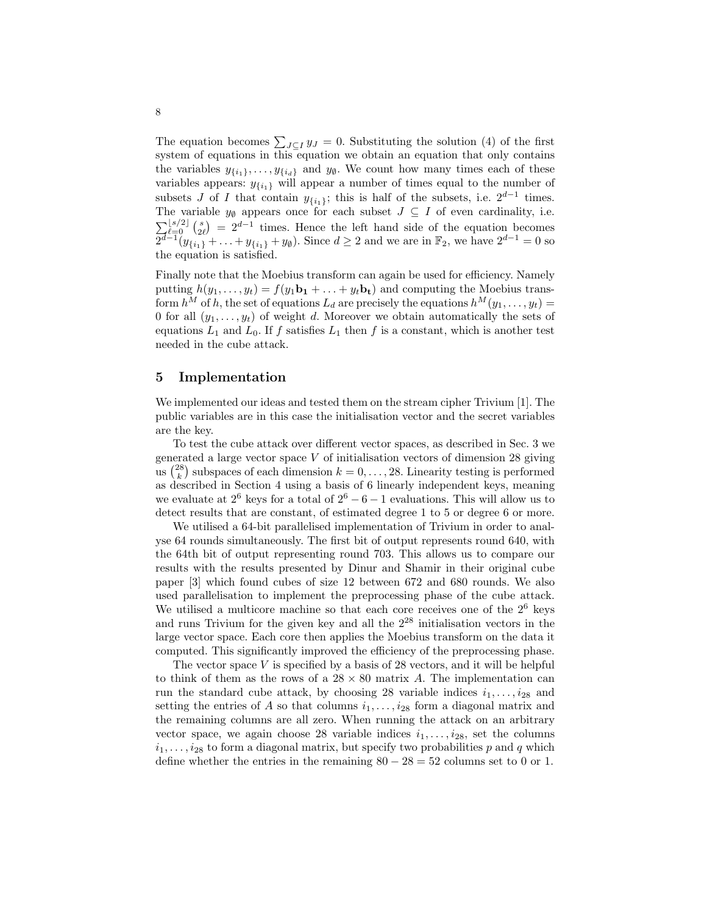The equation becomes $\sum_{J\subseteq I} y_J = 0$. Substituting the solution (4) of the first system of equations in this equation we obtain an equation that only contains the variables $y_{\{i_1\}}, \ldots, y_{\{i_d\}}$ and $y_\emptyset$. We count how many times each of these variables appears: $y_{\{i_1\}}$ will appear a number of times equal to the number of subsets $J$ of $I$ that contain $y_{\{i_1\}}$; this is half of the subsets, i.e. $2^{d-1}$ times. The variable $y_\emptyset$ appears once for each subset $J \subseteq I$ of even cardinality, i.e. $\sum_{\ell=0}^{\lfloor s/2 \rfloor} \binom{s}{2\ell} = 2^{d-1}$ times. Hence the left hand side of the equation becomes $2^{d-1}(y_{\{i_1\}} + \ldots + y_{\{i_1\}} + y_\emptyset)$. Since $d \geq 2$ and we are in $\mathbb{F}_2$, we have $2^{d-1} = 0$ so the equation is satisfied.

Finally note that the Moebius transform can again be used for efficiency. Namely putting $h(y_1, \ldots, y_t) = f(y_1\mathbf{b_1} + \ldots + y_t\mathbf{b_t})$ and computing the Moebius transform $h^M$ of $h$, the set of equations $L_d$ are precisely the equations $h^M(y_1, \ldots, y_t) = 0$ for all $(y_1, \ldots, y_t)$ of weight $d$. Moreover we obtain automatically the sets of equations $L_1$ and $L_0$. If $f$ satisfies $L_1$ then $f$ is a constant, which is another test needed in the cube attack.

## 5 Implementation

We implemented our ideas and tested them on the stream cipher Trivium [1]. The public variables are in this case the initialisation vector and the secret variables are the key.

To test the cube attack over different vector spaces, as described in Sec. 3 we generated a large vector space $V$ of initialisation vectors of dimension 28 giving us $\binom{28}{k}$ subspaces of each dimension $k = 0, \ldots, 28$. Linearity testing is performed as described in Section 4 using a basis of 6 linearly independent keys, meaning we evaluate at $2^6$ keys for a total of $2^6 - 6 - 1$ evaluations. This will allow us to detect results that are constant, of estimated degree 1 to 5 or degree 6 or more.

We utilised a 64-bit parallelised implementation of Trivium in order to analyse 64 rounds simultaneously. The first bit of output represents round 640, with the 64th bit of output representing round 703. This allows us to compare our results with the results presented by Dinur and Shamir in their original cube paper [3] which found cubes of size 12 between 672 and 680 rounds. We also used parallelisation to implement the preprocessing phase of the cube attack. We utilised a multicore machine so that each core receives one of the $2^6$ keys and runs Trivium for the given key and all the $2^{28}$ initialisation vectors in the large vector space. Each core then applies the Moebius transform on the data it computed. This significantly improved the efficiency of the preprocessing phase.

The vector space $V$ is specified by a basis of 28 vectors, and it will be helpful to think of them as the rows of a $28 \times 80$ matrix $A$. The implementation can run the standard cube attack, by choosing 28 variable indices $i_1, \ldots, i_{28}$ and setting the entries of $A$ so that columns $i_1, \ldots, i_{28}$ form a diagonal matrix and the remaining columns are all zero. When running the attack on an arbitrary vector space, we again choose 28 variable indices $i_1, \ldots, i_{28}$, set the columns $i_1, \ldots, i_{28}$ to form a diagonal matrix, but specify two probabilities $p$ and $q$ which define whether the entries in the remaining $80 - 28 = 52$ columns set to 0 or 1.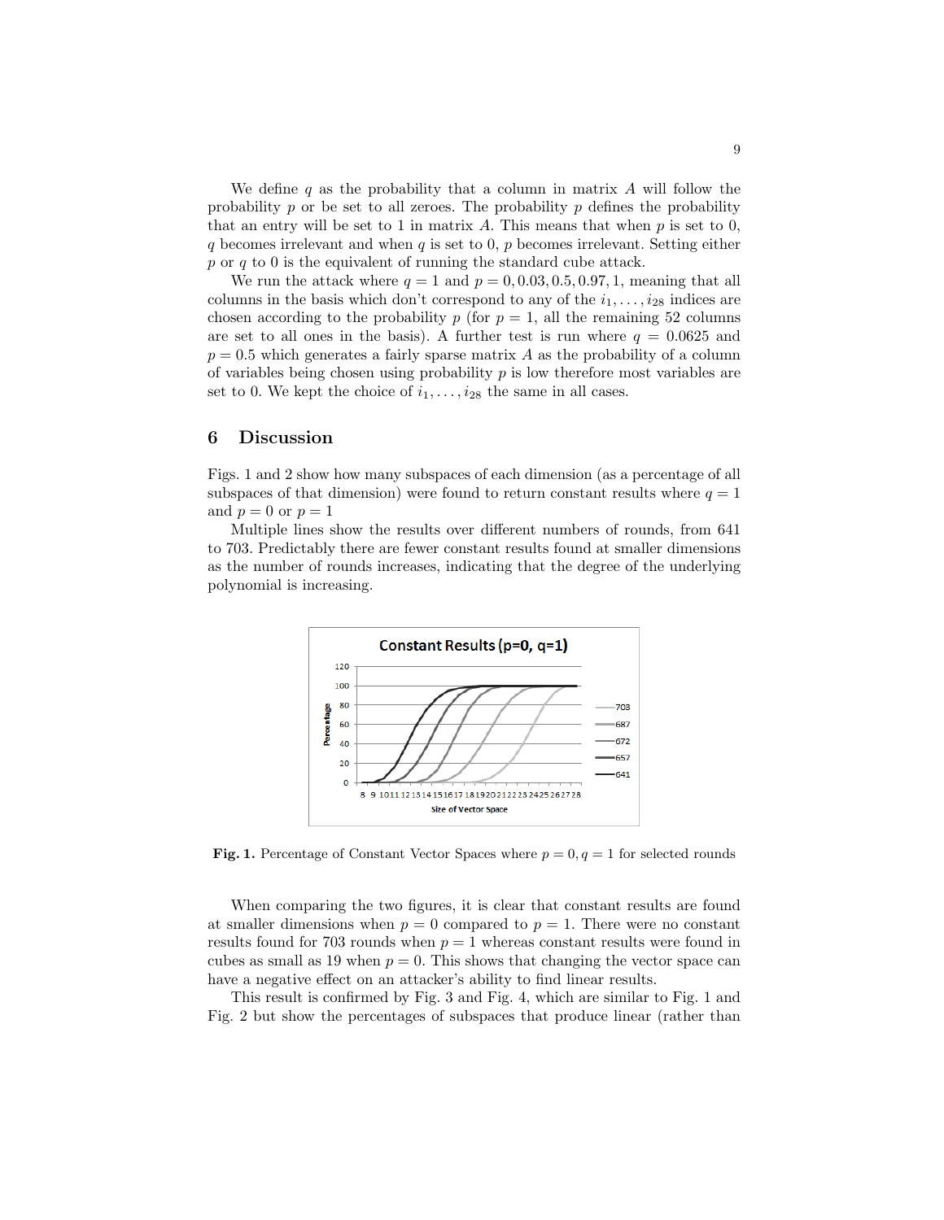We define $q$ as the probability that a column in matrix $A$ will follow the probability $p$ or be set to all zeroes. The probability $p$ defines the probability that an entry will be set to 1 in matrix $A$. This means that when $p$ is set to 0, $q$ becomes irrelevant and when $q$ is set to 0, $p$ becomes irrelevant. Setting either $p$ or $q$ to 0 is the equivalent of running the standard cube attack.

We run the attack where $q = 1$ and $p = 0, 0.03, 0.5, 0.97, 1$, meaning that all columns in the basis which don't correspond to any of the $i_1, \ldots, i_{28}$ indices are chosen according to the probability $p$ (for $p = 1$, all the remaining 52 columns are set to all ones in the basis). A further test is run where $q = 0.0625$ and $p = 0.5$ which generates a fairly sparse matrix $A$ as the probability of a column of variables being chosen using probability $p$ is low therefore most variables are set to 0. We kept the choice of $i_1, \ldots, i_{28}$ the same in all cases.

## 6 Discussion

Figs. 1 and 2 show how many subspaces of each dimension (as a percentage of all subspaces of that dimension) were found to return constant results where $q = 1$ and $p = 0$ or $p = 1$

Multiple lines show the results over different numbers of rounds, from 641 to 703. Predictably there are fewer constant results found at smaller dimensions as the number of rounds increases, indicating that the degree of the underlying polynomial is increasing.

**Fig. 1.** Percentage of Constant Vector Spaces where $p = 0, q = 1$ for selected rounds

When comparing the two figures, it is clear that constant results are found at smaller dimensions when $p = 0$ compared to $p = 1$. There were no constant results found for 703 rounds when $p = 1$ whereas constant results were found in cubes as small as 19 when $p = 0$. This shows that changing the vector space can have a negative effect on an attacker's ability to find linear results.

This result is confirmed by Fig. 3 and Fig. 4, which are similar to Fig. 1 and Fig. 2 but show the percentages of subspaces that produce linear (rather than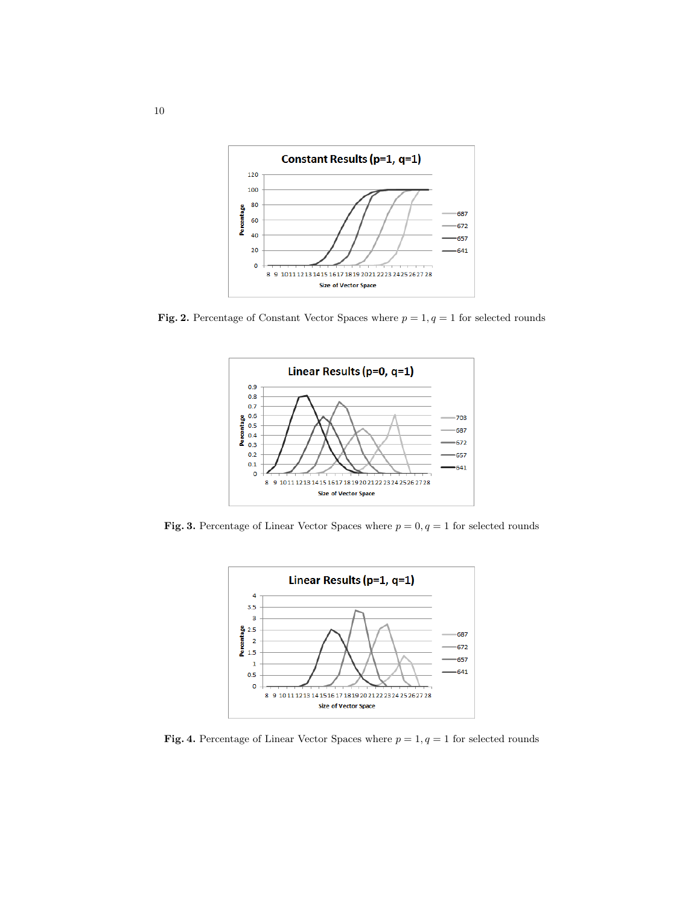**Fig. 2.** Percentage of Constant Vector Spaces where $p = 1, q = 1$ for selected rounds

**Fig. 3.** Percentage of Linear Vector Spaces where $p = 0, q = 1$ for selected rounds

**Fig. 4.** Percentage of Linear Vector Spaces where $p = 1, q = 1$ for selected rounds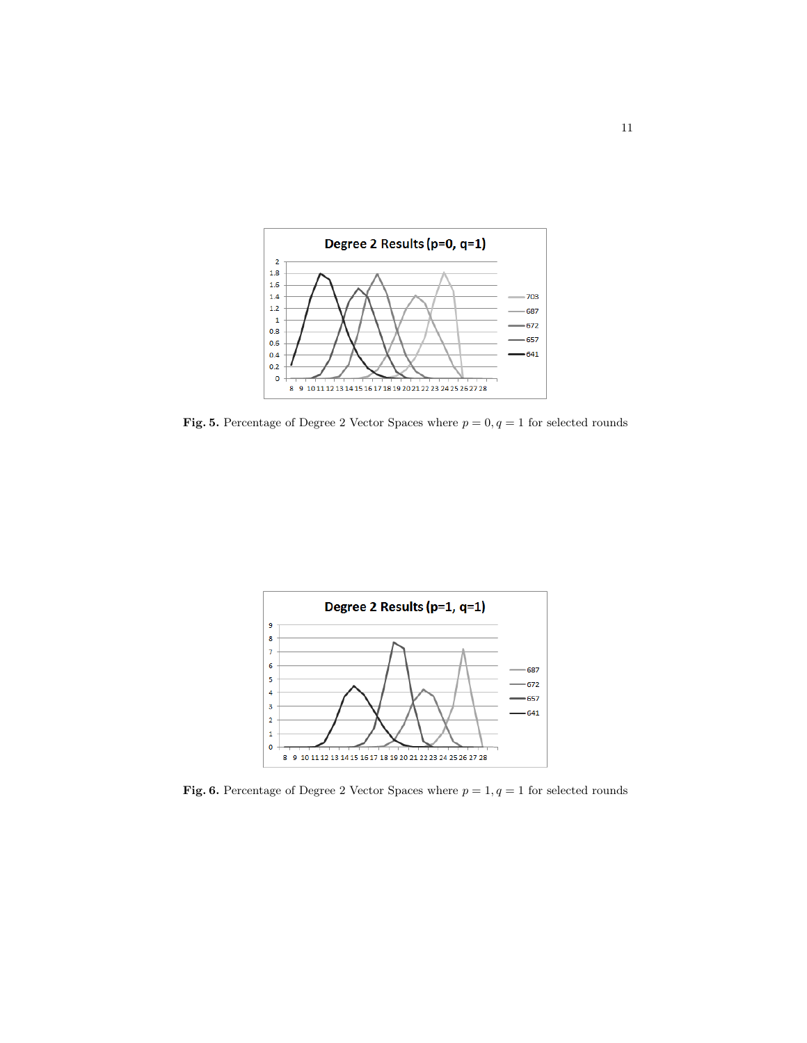Fig. 5. Percentage of Degree 2 Vector Spaces where $p = 0, q = 1$ for selected rounds

Fig. 6. Percentage of Degree 2 Vector Spaces where $p = 1, q = 1$ for selected rounds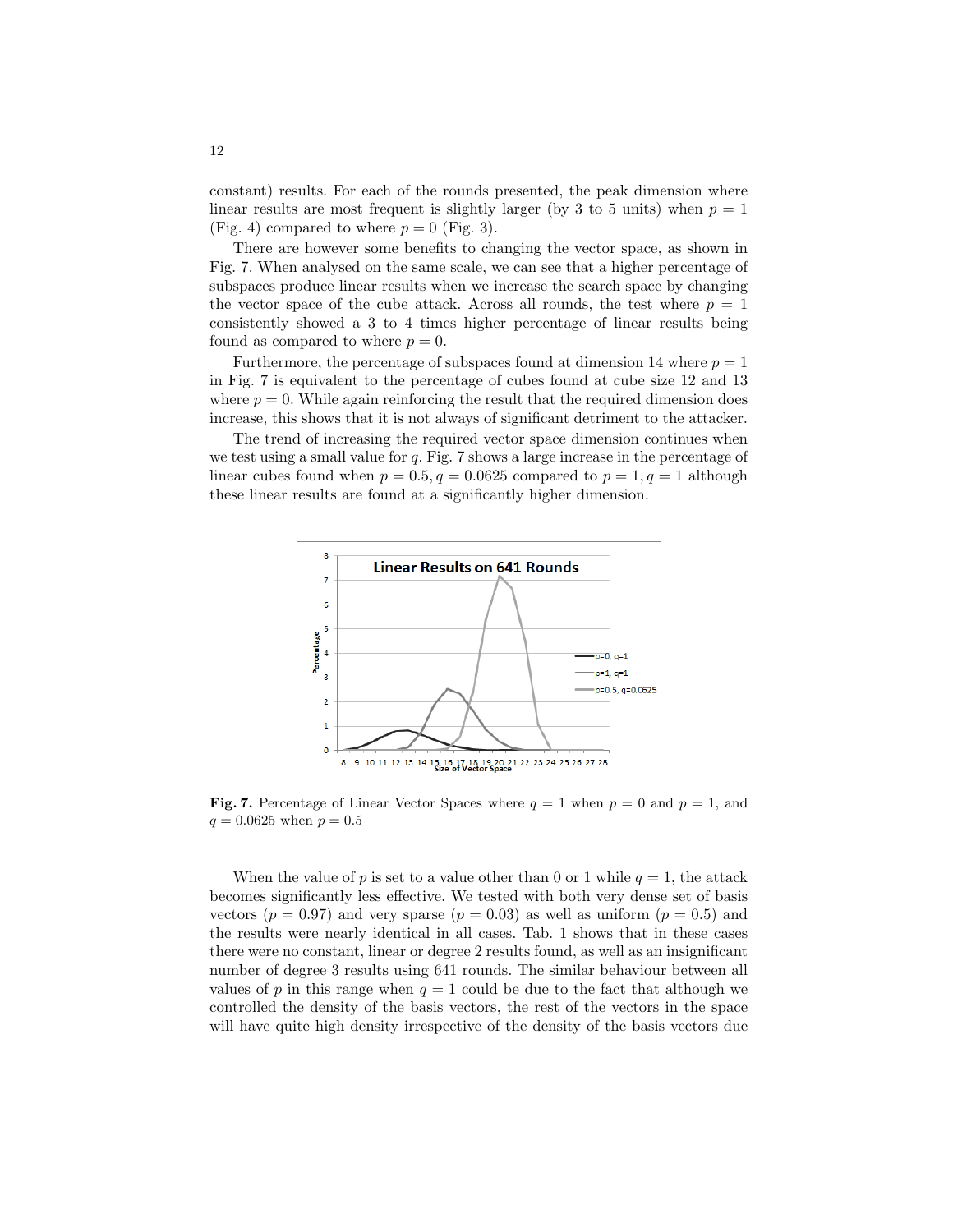constant) results. For each of the rounds presented, the peak dimension where linear results are most frequent is slightly larger (by 3 to 5 units) when $p = 1$ (Fig. 4) compared to where $p = 0$ (Fig. 3).

There are however some benefits to changing the vector space, as shown in Fig. 7. When analysed on the same scale, we can see that a higher percentage of subspaces produce linear results when we increase the search space by changing the vector space of the cube attack. Across all rounds, the test where $p = 1$ consistently showed a 3 to 4 times higher percentage of linear results being found as compared to where $p = 0$.

Furthermore, the percentage of subspaces found at dimension 14 where $p = 1$ in Fig. 7 is equivalent to the percentage of cubes found at cube size 12 and 13 where $p = 0$. While again reinforcing the result that the required dimension does increase, this shows that it is not always of significant detriment to the attacker.

The trend of increasing the required vector space dimension continues when we test using a small value for $q$. Fig. 7 shows a large increase in the percentage of linear cubes found when $p = 0.5, q = 0.0625$ compared to $p = 1, q = 1$ although these linear results are found at a significantly higher dimension.

**Fig. 7.** Percentage of Linear Vector Spaces where $q = 1$ when $p = 0$ and $p = 1$, and $q = 0.0625$ when $p = 0.5$

When the value of $p$ is set to a value other than 0 or 1 while $q = 1$, the attack becomes significantly less effective. We tested with both very dense set of basis vectors ($p = 0.97$) and very sparse ($p = 0.03$) as well as uniform ($p = 0.5$) and the results were nearly identical in all cases. Tab. 1 shows that in these cases there were no constant, linear or degree 2 results found, as well as an insignificant number of degree 3 results using 641 rounds. The similar behaviour between all values of $p$ in this range when $q = 1$ could be due to the fact that although we controlled the density of the basis vectors, the rest of the vectors in the space will have quite high density irrespective of the density of the basis vectors due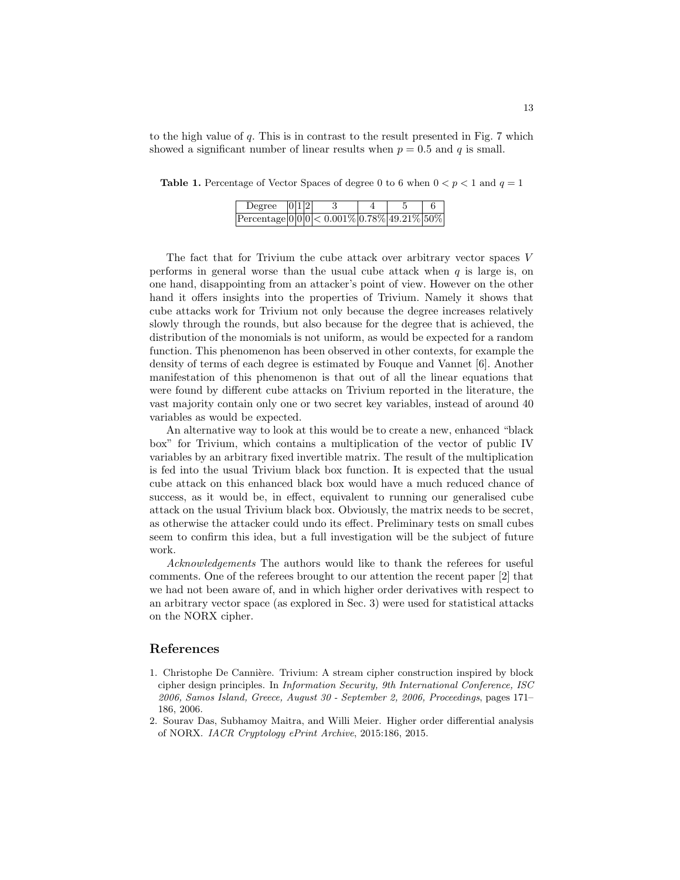to the high value of $q$. This is in contrast to the result presented in Fig. 7 which showed a significant number of linear results when $p = 0.5$ and $q$ is small.

**Table 1.** Percentage of Vector Spaces of degree 0 to 6 when $0 < p < 1$ and $q = 1$

| Degree | 0 | 1 | 2 | 3 | 4 | 5 | 6 |
|---|---|---|---|---|---|---|---|
| Percentage | 0 | 0 | 0 | $< 0.001\%$ | 0.78% | 49.21% | 50% |

The fact that for Trivium the cube attack over arbitrary vector spaces $V$ performs in general worse than the usual cube attack when $q$ is large is, on one hand, disappointing from an attacker's point of view. However on the other hand it offers insights into the properties of Trivium. Namely it shows that cube attacks work for Trivium not only because the degree increases relatively slowly through the rounds, but also because for the degree that is achieved, the distribution of the monomials is not uniform, as would be expected for a random function. This phenomenon has been observed in other contexts, for example the density of terms of each degree is estimated by Fouque and Vannet [6]. Another manifestation of this phenomenon is that out of all the linear equations that were found by different cube attacks on Trivium reported in the literature, the vast majority contain only one or two secret key variables, instead of around 40 variables as would be expected.

An alternative way to look at this would be to create a new, enhanced "black box" for Trivium, which contains a multiplication of the vector of public IV variables by an arbitrary fixed invertible matrix. The result of the multiplication is fed into the usual Trivium black box function. It is expected that the usual cube attack on this enhanced black box would have a much reduced chance of success, as it would be, in effect, equivalent to running our generalised cube attack on the usual Trivium black box. Obviously, the matrix needs to be secret, as otherwise the attacker could undo its effect. Preliminary tests on small cubes seem to confirm this idea, but a full investigation will be the subject of future work.

*Acknowledgements* The authors would like to thank the referees for useful comments. One of the referees brought to our attention the recent paper [2] that we had not been aware of, and in which higher order derivatives with respect to an arbitrary vector space (as explored in Sec. 3) were used for statistical attacks on the NORX cipher.

## References

1. Christophe De Cannière. Trivium: A stream cipher construction inspired by block cipher design principles. In *Information Security, 9th International Conference, ISC 2006, Samos Island, Greece, August 30 - September 2, 2006, Proceedings*, pages 171–186, 2006.
2. Sourav Das, Subhamoy Maitra, and Willi Meier. Higher order differential analysis of NORX. *IACR Cryptology ePrint Archive*, 2015:186, 2015.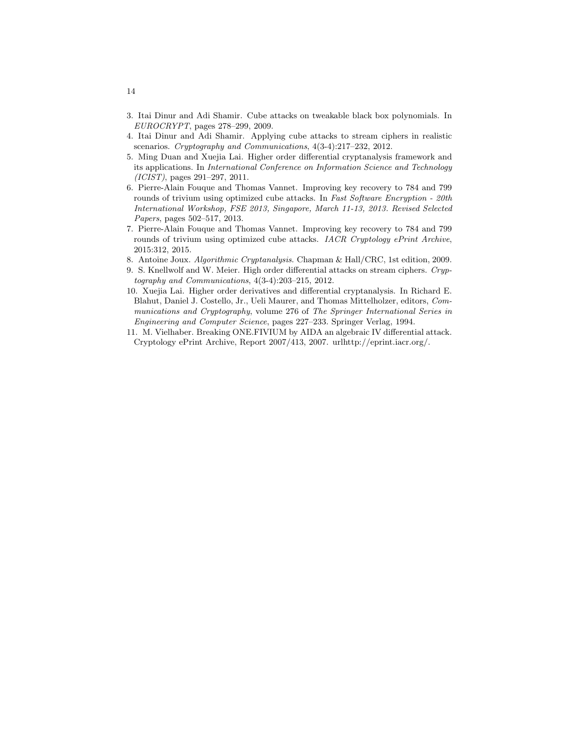3. Itai Dinur and Adi Shamir. Cube attacks on tweakable black box polynomials. In *EUROCRYPT*, pages 278–299, 2009.
4. Itai Dinur and Adi Shamir. Applying cube attacks to stream ciphers in realistic scenarios. *Cryptography and Communications*, 4(3-4):217–232, 2012.
5. Ming Duan and Xuejia Lai. Higher order differential cryptanalysis framework and its applications. In *International Conference on Information Science and Technology (ICIST)*, pages 291–297, 2011.
6. Pierre-Alain Fouque and Thomas Vannet. Improving key recovery to 784 and 799 rounds of trivium using optimized cube attacks. In *Fast Software Encryption - 20th International Workshop, FSE 2013, Singapore, March 11-13, 2013. Revised Selected Papers*, pages 502–517, 2013.
7. Pierre-Alain Fouque and Thomas Vannet. Improving key recovery to 784 and 799 rounds of trivium using optimized cube attacks. *IACR Cryptology ePrint Archive*, 2015:312, 2015.
8. Antoine Joux. *Algorithmic Cryptanalysis*. Chapman & Hall/CRC, 1st edition, 2009.
9. S. Knellwolf and W. Meier. High order differential attacks on stream ciphers. *Cryptography and Communications*, 4(3-4):203–215, 2012.
10. Xuejia Lai. Higher order derivatives and differential cryptanalysis. In Richard E. Blahut, Daniel J. Costello, Jr., Ueli Maurer, and Thomas Mittelholzer, editors, *Communications and Cryptography*, volume 276 of *The Springer International Series in Engineering and Computer Science*, pages 227–233. Springer Verlag, 1994.
11. M. Vielhaber. Breaking ONE.FIVIUM by AIDA an algebraic IV differential attack. Cryptology ePrint Archive, Report 2007/413, 2007. urlhttp://eprint.iacr.org/.